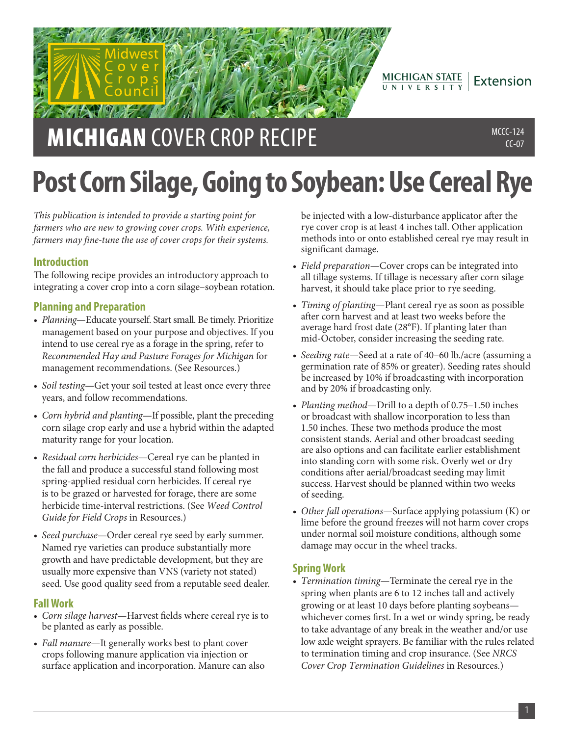Midwest Cover Crops Council

MICHIGAN STATE UNIVERSITY | Extension

# MICHIGAN COVER CROP RECIPE

MCCC-124
CC-07

# Post Corn Silage, Going to Soybean: Use Cereal Rye

*This publication is intended to provide a starting point for farmers who are new to growing cover crops. With experience, farmers may fine-tune the use of cover crops for their systems.*

## Introduction

The following recipe provides an introductory approach to integrating a cover crop into a corn silage–soybean rotation.

## Planning and Preparation

- *Planning*—Educate yourself. Start small. Be timely. Prioritize management based on your purpose and objectives. If you intend to use cereal rye as a forage in the spring, refer to *Recommended Hay and Pasture Forages for Michigan* for management recommendations. (See Resources.)
- *Soil testing*—Get your soil tested at least once every three years, and follow recommendations.
- *Corn hybrid and planting*—If possible, plant the preceding corn silage crop early and use a hybrid within the adapted maturity range for your location.
- *Residual corn herbicides*—Cereal rye can be planted in the fall and produce a successful stand following most spring-applied residual corn herbicides. If cereal rye is to be grazed or harvested for forage, there are some herbicide time-interval restrictions. (See *Weed Control Guide for Field Crops* in Resources.)
- *Seed purchase*—Order cereal rye seed by early summer. Named rye varieties can produce substantially more growth and have predictable development, but they are usually more expensive than VNS (variety not stated) seed. Use good quality seed from a reputable seed dealer.

## Fall Work

- *Corn silage harvest*—Harvest fields where cereal rye is to be planted as early as possible.
- *Fall manure*—It generally works best to plant cover crops following manure application via injection or surface application and incorporation. Manure can also be injected with a low-disturbance applicator after the rye cover crop is at least 4 inches tall. Other application methods into or onto established cereal rye may result in significant damage.
- *Field preparation*—Cover crops can be integrated into all tillage systems. If tillage is necessary after corn silage harvest, it should take place prior to rye seeding.
- *Timing of planting*—Plant cereal rye as soon as possible after corn harvest and at least two weeks before the average hard frost date (28°F). If planting later than mid-October, consider increasing the seeding rate.
- *Seeding rate*—Seed at a rate of 40–60 lb./acre (assuming a germination rate of 85% or greater). Seeding rates should be increased by 10% if broadcasting with incorporation and by 20% if broadcasting only.
- *Planting method*—Drill to a depth of 0.75–1.50 inches or broadcast with shallow incorporation to less than 1.50 inches. These two methods produce the most consistent stands. Aerial and other broadcast seeding are also options and can facilitate earlier establishment into standing corn with some risk. Overly wet or dry conditions after aerial/broadcast seeding may limit success. Harvest should be planned within two weeks of seeding.
- *Other fall operations*—Surface applying potassium (K) or lime before the ground freezes will not harm cover crops under normal soil moisture conditions, although some damage may occur in the wheel tracks.

## Spring Work

- *Termination timing*—Terminate the cereal rye in the spring when plants are 6 to 12 inches tall and actively growing or at least 10 days before planting soybeans—whichever comes first. In a wet or windy spring, be ready to take advantage of any break in the weather and/or use low axle weight sprayers. Be familiar with the rules related to termination timing and crop insurance. (See *NRCS Cover Crop Termination Guidelines* in Resources.)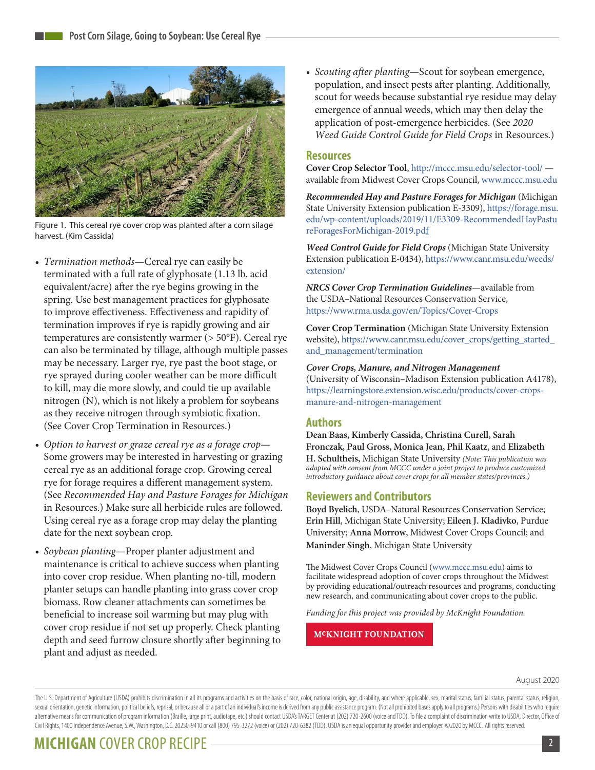Figure 1. This cereal rye cover crop was planted after a corn silage harvest. (Kim Cassida)

- *Termination methods*—Cereal rye can easily be terminated with a full rate of glyphosate (1.13 lb. acid equivalent/acre) after the rye begins growing in the spring. Use best management practices for glyphosate to improve effectiveness. Effectiveness and rapidity of termination improves if rye is rapidly growing and air temperatures are consistently warmer (> 50°F). Cereal rye can also be terminated by tillage, although multiple passes may be necessary. Larger rye, rye past the boot stage, or rye sprayed during cooler weather can be more difficult to kill, may die more slowly, and could tie up available nitrogen (N), which is not likely a problem for soybeans as they receive nitrogen through symbiotic fixation. (See Cover Crop Termination in Resources.)
- *Option to harvest or graze cereal rye as a forage crop*—Some growers may be interested in harvesting or grazing cereal rye as an additional forage crop. Growing cereal rye for forage requires a different management system. (See *Recommended Hay and Pasture Forages for Michigan* in Resources.) Make sure all herbicide rules are followed. Using cereal rye as a forage crop may delay the planting date for the next soybean crop.
- *Soybean planting*—Proper planter adjustment and maintenance is critical to achieve success when planting into cover crop residue. When planting no-till, modern planter setups can handle planting into grass cover crop biomass. Row cleaner attachments can sometimes be beneficial to increase soil warming but may plug with cover crop residue if not set up properly. Check planting depth and seed furrow closure shortly after beginning to plant and adjust as needed.
- *Scouting after planting*—Scout for soybean emergence, population, and insect pests after planting. Additionally, scout for weeds because substantial rye residue may delay emergence of annual weeds, which may then delay the application of post-emergence herbicides. (See *2020 Weed Guide Control Guide for Field Crops* in Resources.)

## Resources

**Cover Crop Selector Tool**, http://mccc.msu.edu/selector-tool/ — available from Midwest Cover Crops Council, www.mccc.msu.edu

***Recommended Hay and Pasture Forages for Michigan*** (Michigan State University Extension publication E-3309), https://forage.msu.edu/wp-content/uploads/2019/11/E3309-RecommendedHayPastureForagesForMichigan-2019.pdf

***Weed Control Guide for Field Crops*** (Michigan State University Extension publication E-0434), https://www.canr.msu.edu/weeds/extension/

***NRCS Cover Crop Termination Guidelines***—available from the USDA–National Resources Conservation Service, https://www.rma.usda.gov/en/Topics/Cover-Crops

**Cover Crop Termination** (Michigan State University Extension website), https://www.canr.msu.edu/cover_crops/getting_started_and_management/termination

***Cover Crops, Manure, and Nitrogen Management*** (University of Wisconsin–Madison Extension publication A4178), https://learningstore.extension.wisc.edu/products/cover-crops-manure-and-nitrogen-management

## Authors

**Dean Baas, Kimberly Cassida, Christina Curell, Sarah Fronczak, Paul Gross, Monica Jean, Phil Kaatz**, and **Elizabeth H. Schultheis,** Michigan State University *(Note: This publication was adapted with consent from MCCC under a joint project to produce customized introductory guidance about cover crops for all member states/provinces.)*

## Reviewers and Contributors

**Boyd Byelich**, USDA–Natural Resources Conservation Service; **Erin Hill**, Michigan State University; **Eileen J. Kladivko**, Purdue University; **Anna Morrow**, Midwest Cover Crops Council; and **Maninder Singh**, Michigan State University

The Midwest Cover Crops Council (www.mccc.msu.edu) aims to facilitate widespread adoption of cover crops throughout the Midwest by providing educational/outreach resources and programs, conducting new research, and communicating about cover crops to the public.

*Funding for this project was provided by McKnight Foundation.*

MCKNIGHT FOUNDATION

August 2020

The U.S. Department of Agriculture (USDA) prohibits discrimination in all its programs and activities on the basis of race, color, national origin, age, disability, and where applicable, sex, marital status, familial status, parental status, religion, sexual orientation, genetic information, political beliefs, reprisal, or because all or a part of an individual's income is derived from any public assistance program. (Not all prohibited bases apply to all programs.) Persons with disabilities who require alternative means for communication of program information (Braille, large print, audiotape, etc.) should contact USDA's TARGET Center at (202) 720-2600 (voice and TDD). To file a complaint of discrimination write to USDA, Director, Office of Civil Rights, 1400 Independence Avenue, S.W., Washington, D.C. 20250-9410 or call (800) 795-3272 (voice) or (202) 720-6382 (TDD). USDA is an equal opportunity provider and employer. ©2020 by MCCC. All rights reserved.